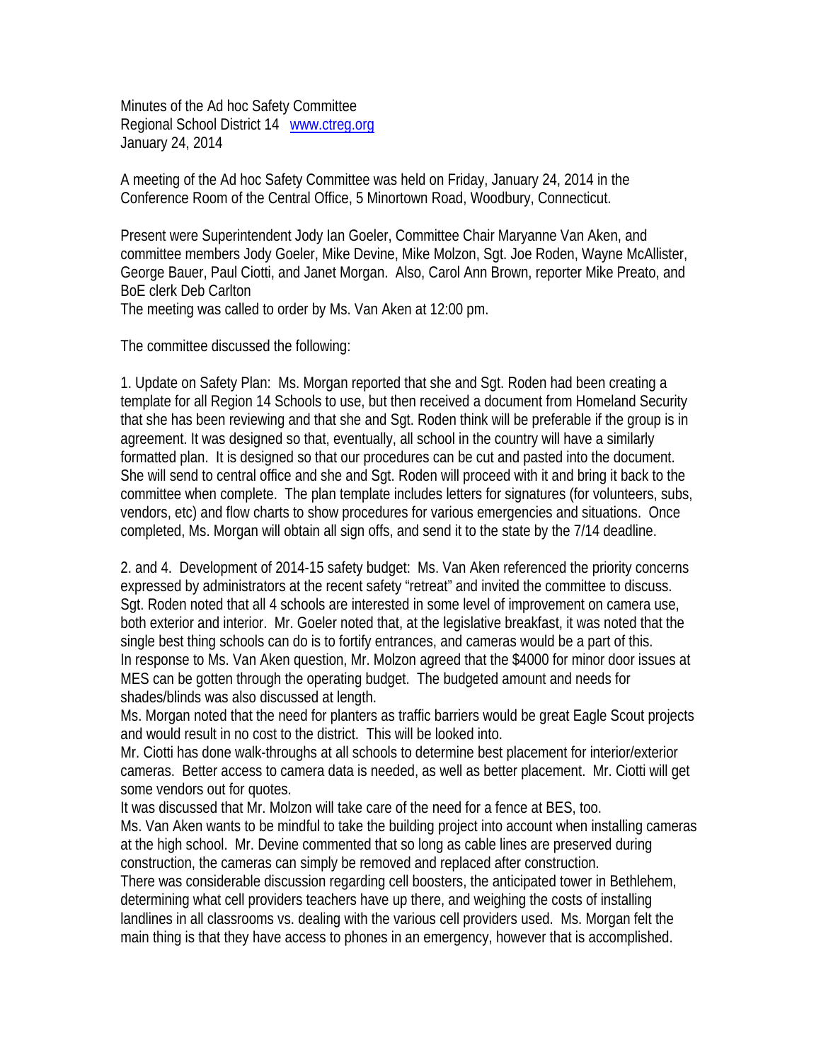Minutes of the Ad hoc Safety Committee
Regional School District 14 www.ctreg.org
January 24, 2014

A meeting of the Ad hoc Safety Committee was held on Friday, January 24, 2014 in the Conference Room of the Central Office, 5 Minortown Road, Woodbury, Connecticut.

Present were Superintendent Jody Ian Goeler, Committee Chair Maryanne Van Aken, and committee members Jody Goeler, Mike Devine, Mike Molzon, Sgt. Joe Roden, Wayne McAllister, George Bauer, Paul Ciotti, and Janet Morgan. Also, Carol Ann Brown, reporter Mike Preato, and BoE clerk Deb Carlton
The meeting was called to order by Ms. Van Aken at 12:00 pm.

The committee discussed the following:

1. Update on Safety Plan: Ms. Morgan reported that she and Sgt. Roden had been creating a template for all Region 14 Schools to use, but then received a document from Homeland Security that she has been reviewing and that she and Sgt. Roden think will be preferable if the group is in agreement. It was designed so that, eventually, all school in the country will have a similarly formatted plan. It is designed so that our procedures can be cut and pasted into the document. She will send to central office and she and Sgt. Roden will proceed with it and bring it back to the committee when complete. The plan template includes letters for signatures (for volunteers, subs, vendors, etc) and flow charts to show procedures for various emergencies and situations. Once completed, Ms. Morgan will obtain all sign offs, and send it to the state by the 7/14 deadline.

2. and 4. Development of 2014-15 safety budget: Ms. Van Aken referenced the priority concerns expressed by administrators at the recent safety "retreat" and invited the committee to discuss. Sgt. Roden noted that all 4 schools are interested in some level of improvement on camera use, both exterior and interior. Mr. Goeler noted that, at the legislative breakfast, it was noted that the single best thing schools can do is to fortify entrances, and cameras would be a part of this.
In response to Ms. Van Aken question, Mr. Molzon agreed that the $4000 for minor door issues at MES can be gotten through the operating budget. The budgeted amount and needs for shades/blinds was also discussed at length.
Ms. Morgan noted that the need for planters as traffic barriers would be great Eagle Scout projects and would result in no cost to the district. This will be looked into.
Mr. Ciotti has done walk-throughs at all schools to determine best placement for interior/exterior cameras. Better access to camera data is needed, as well as better placement. Mr. Ciotti will get some vendors out for quotes.
It was discussed that Mr. Molzon will take care of the need for a fence at BES, too.
Ms. Van Aken wants to be mindful to take the building project into account when installing cameras at the high school. Mr. Devine commented that so long as cable lines are preserved during construction, the cameras can simply be removed and replaced after construction.
There was considerable discussion regarding cell boosters, the anticipated tower in Bethlehem, determining what cell providers teachers have up there, and weighing the costs of installing landlines in all classrooms vs. dealing with the various cell providers used. Ms. Morgan felt the main thing is that they have access to phones in an emergency, however that is accomplished.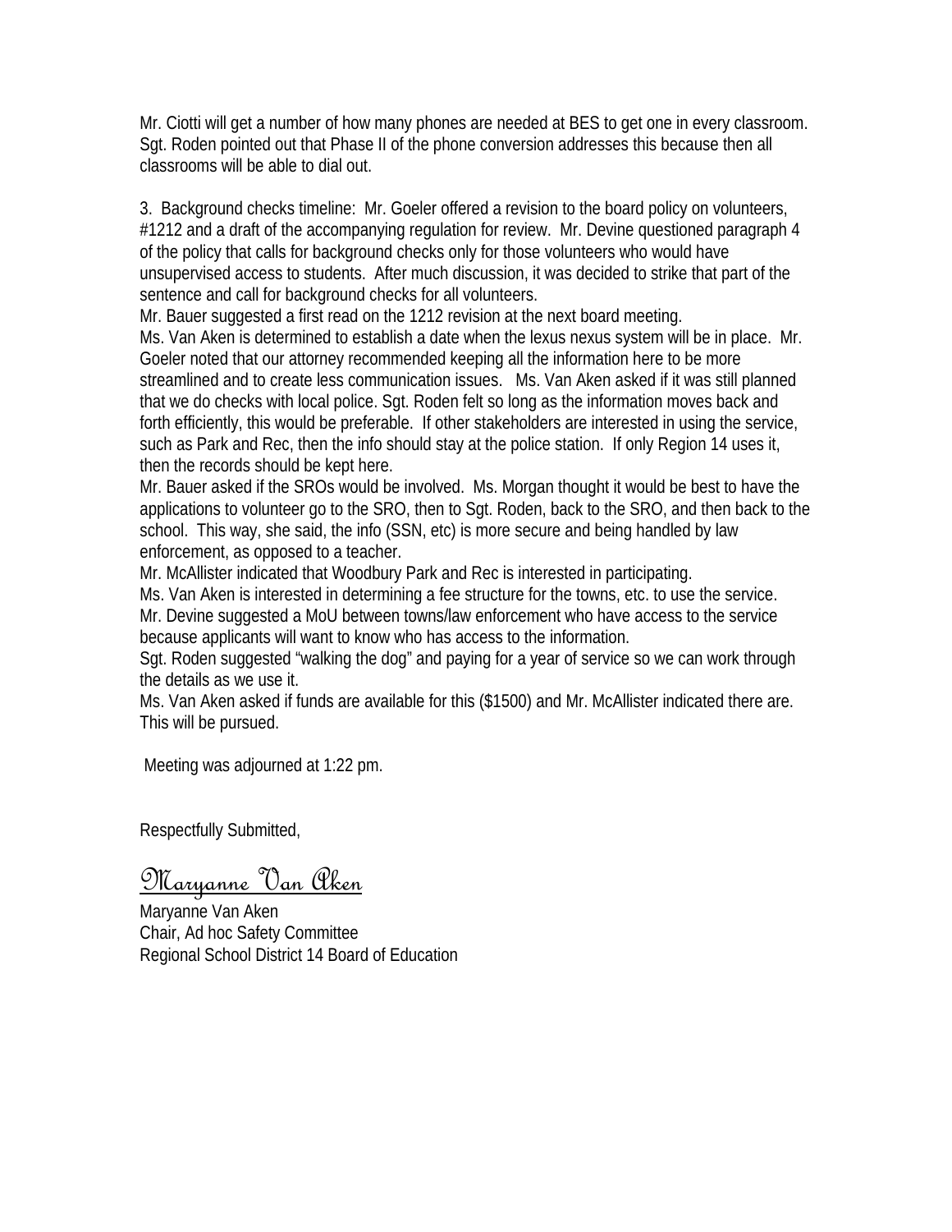Mr. Ciotti will get a number of how many phones are needed at BES to get one in every classroom. Sgt. Roden pointed out that Phase II of the phone conversion addresses this because then all classrooms will be able to dial out.

3. Background checks timeline: Mr. Goeler offered a revision to the board policy on volunteers, #1212 and a draft of the accompanying regulation for review. Mr. Devine questioned paragraph 4 of the policy that calls for background checks only for those volunteers who would have unsupervised access to students. After much discussion, it was decided to strike that part of the sentence and call for background checks for all volunteers.

Mr. Bauer suggested a first read on the 1212 revision at the next board meeting.

Ms. Van Aken is determined to establish a date when the lexus nexus system will be in place. Mr. Goeler noted that our attorney recommended keeping all the information here to be more streamlined and to create less communication issues. Ms. Van Aken asked if it was still planned that we do checks with local police. Sgt. Roden felt so long as the information moves back and forth efficiently, this would be preferable. If other stakeholders are interested in using the service, such as Park and Rec, then the info should stay at the police station. If only Region 14 uses it, then the records should be kept here.

Mr. Bauer asked if the SROs would be involved. Ms. Morgan thought it would be best to have the applications to volunteer go to the SRO, then to Sgt. Roden, back to the SRO, and then back to the school. This way, she said, the info (SSN, etc) is more secure and being handled by law enforcement, as opposed to a teacher.

Mr. McAllister indicated that Woodbury Park and Rec is interested in participating.

Ms. Van Aken is interested in determining a fee structure for the towns, etc. to use the service.

Mr. Devine suggested a MoU between towns/law enforcement who have access to the service because applicants will want to know who has access to the information.

Sgt. Roden suggested "walking the dog" and paying for a year of service so we can work through the details as we use it.

Ms. Van Aken asked if funds are available for this ($1500) and Mr. McAllister indicated there are. This will be pursued.

Meeting was adjourned at 1:22 pm.

Respectfully Submitted,

Maryanne Van Aken

Maryanne Van Aken
Chair, Ad hoc Safety Committee
Regional School District 14 Board of Education